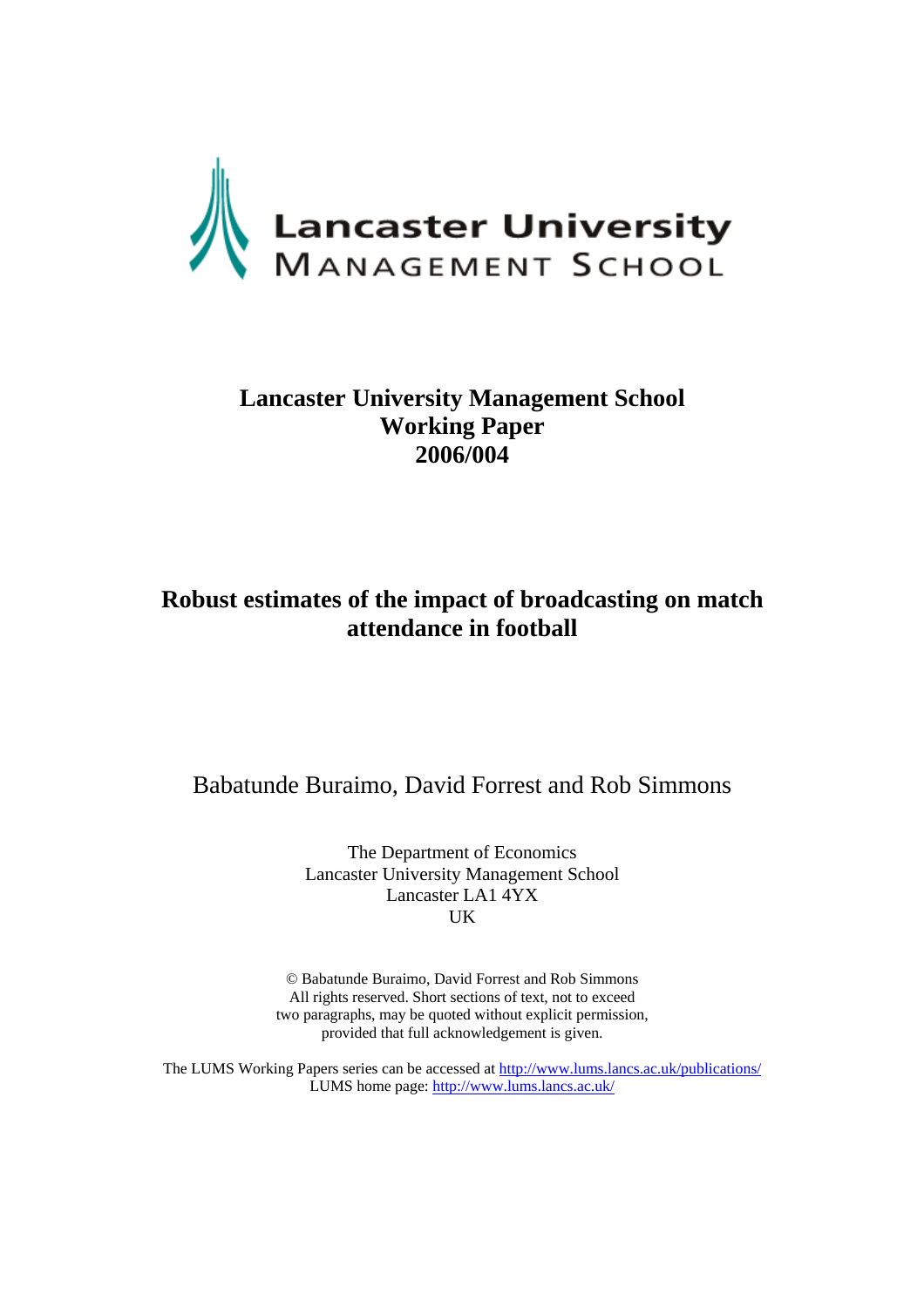Lancaster University
MANAGEMENT SCHOOL

**Lancaster University Management School**
**Working Paper**
**2006/004**

# Robust estimates of the impact of broadcasting on match attendance in football

Babatunde Buraimo, David Forrest and Rob Simmons

The Department of Economics
Lancaster University Management School
Lancaster LA1 4YX
UK

© Babatunde Buraimo, David Forrest and Rob Simmons
All rights reserved. Short sections of text, not to exceed two paragraphs, may be quoted without explicit permission, provided that full acknowledgement is given.

The LUMS Working Papers series can be accessed at http://www.lums.lancs.ac.uk/publications/
LUMS home page: http://www.lums.lancs.ac.uk/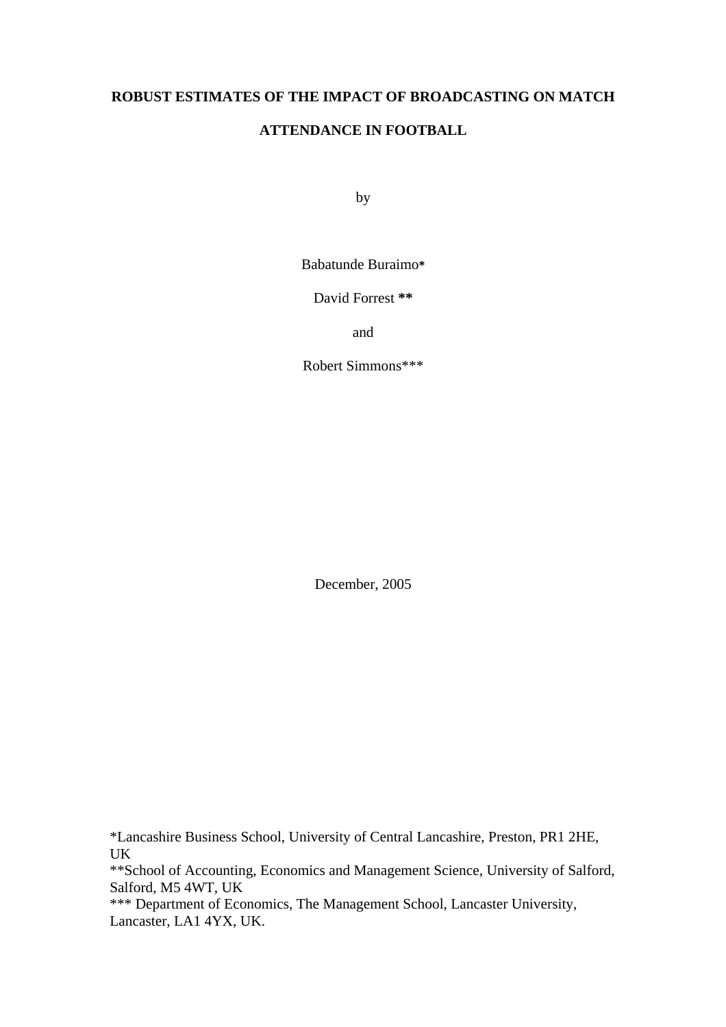# ROBUST ESTIMATES OF THE IMPACT OF BROADCASTING ON MATCH ATTENDANCE IN FOOTBALL

by

Babatunde Buraimo*

David Forrest **

and

Robert Simmons***

December, 2005

*Lancashire Business School, University of Central Lancashire, Preston, PR1 2HE, UK

**School of Accounting, Economics and Management Science, University of Salford, Salford, M5 4WT, UK

*** Department of Economics, The Management School, Lancaster University, Lancaster, LA1 4YX, UK.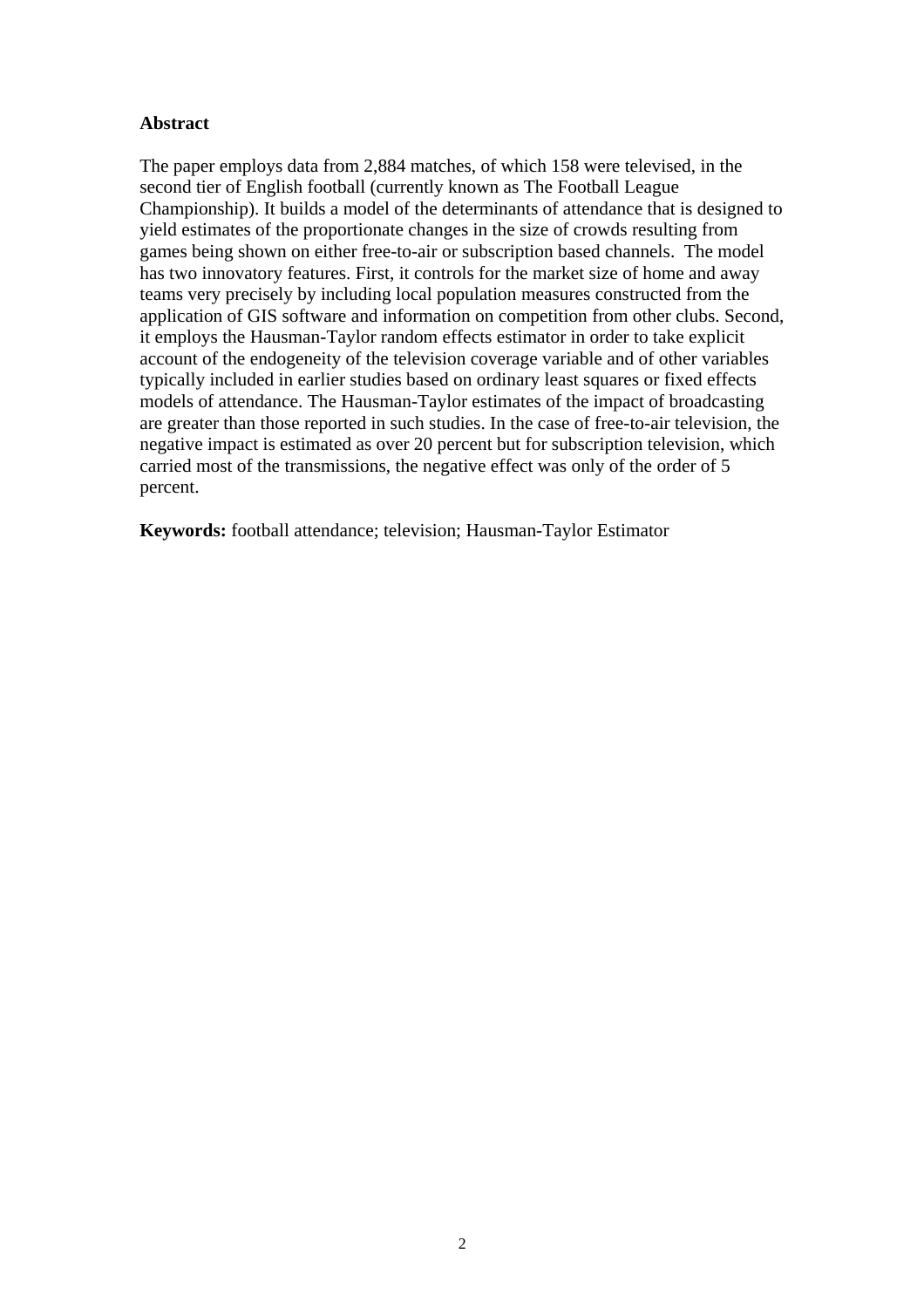**Abstract**

The paper employs data from 2,884 matches, of which 158 were televised, in the second tier of English football (currently known as The Football League Championship). It builds a model of the determinants of attendance that is designed to yield estimates of the proportionate changes in the size of crowds resulting from games being shown on either free-to-air or subscription based channels. The model has two innovatory features. First, it controls for the market size of home and away teams very precisely by including local population measures constructed from the application of GIS software and information on competition from other clubs. Second, it employs the Hausman-Taylor random effects estimator in order to take explicit account of the endogeneity of the television coverage variable and of other variables typically included in earlier studies based on ordinary least squares or fixed effects models of attendance. The Hausman-Taylor estimates of the impact of broadcasting are greater than those reported in such studies. In the case of free-to-air television, the negative impact is estimated as over 20 percent but for subscription television, which carried most of the transmissions, the negative effect was only of the order of 5 percent.

**Keywords:** football attendance; television; Hausman-Taylor Estimator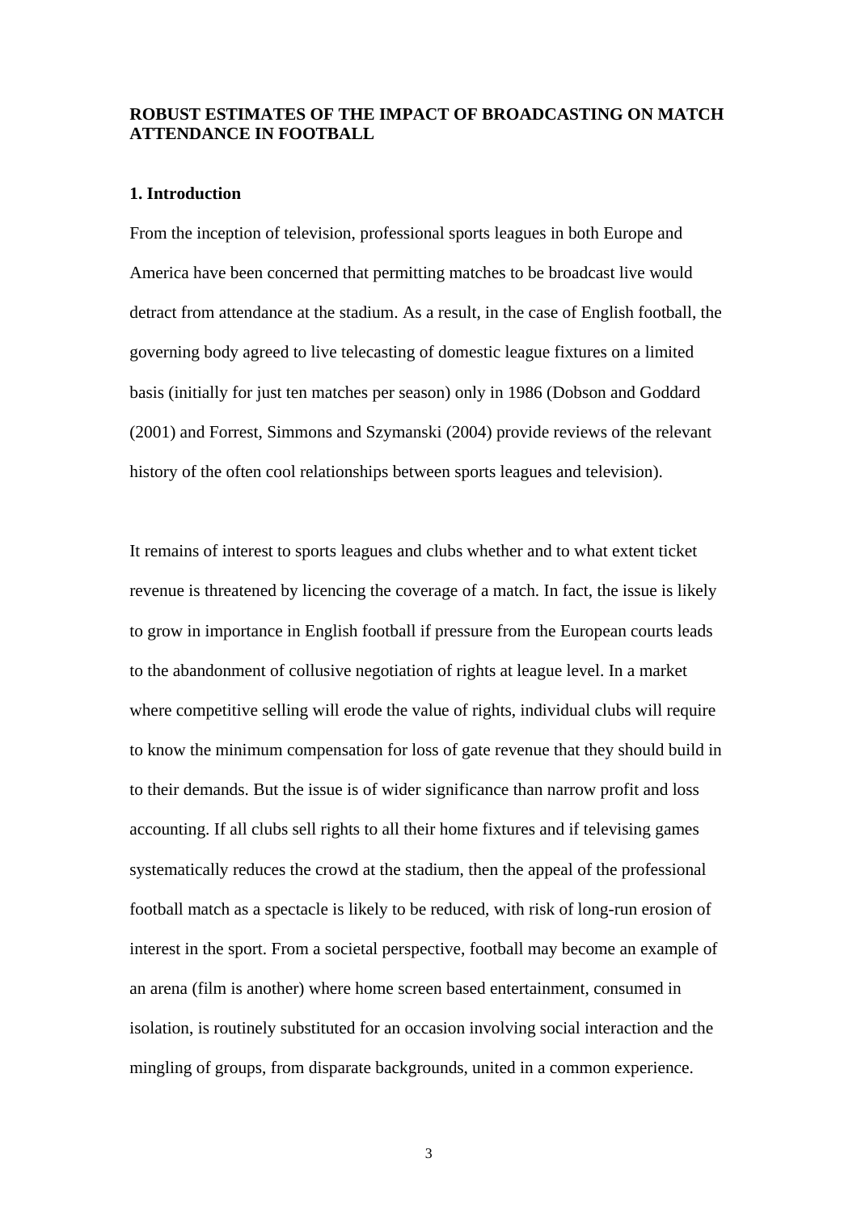**ROBUST ESTIMATES OF THE IMPACT OF BROADCASTING ON MATCH ATTENDANCE IN FOOTBALL**

**1. Introduction**

From the inception of television, professional sports leagues in both Europe and America have been concerned that permitting matches to be broadcast live would detract from attendance at the stadium. As a result, in the case of English football, the governing body agreed to live telecasting of domestic league fixtures on a limited basis (initially for just ten matches per season) only in 1986 (Dobson and Goddard (2001) and Forrest, Simmons and Szymanski (2004) provide reviews of the relevant history of the often cool relationships between sports leagues and television).

It remains of interest to sports leagues and clubs whether and to what extent ticket revenue is threatened by licencing the coverage of a match. In fact, the issue is likely to grow in importance in English football if pressure from the European courts leads to the abandonment of collusive negotiation of rights at league level. In a market where competitive selling will erode the value of rights, individual clubs will require to know the minimum compensation for loss of gate revenue that they should build in to their demands. But the issue is of wider significance than narrow profit and loss accounting. If all clubs sell rights to all their home fixtures and if televising games systematically reduces the crowd at the stadium, then the appeal of the professional football match as a spectacle is likely to be reduced, with risk of long-run erosion of interest in the sport. From a societal perspective, football may become an example of an arena (film is another) where home screen based entertainment, consumed in isolation, is routinely substituted for an occasion involving social interaction and the mingling of groups, from disparate backgrounds, united in a common experience.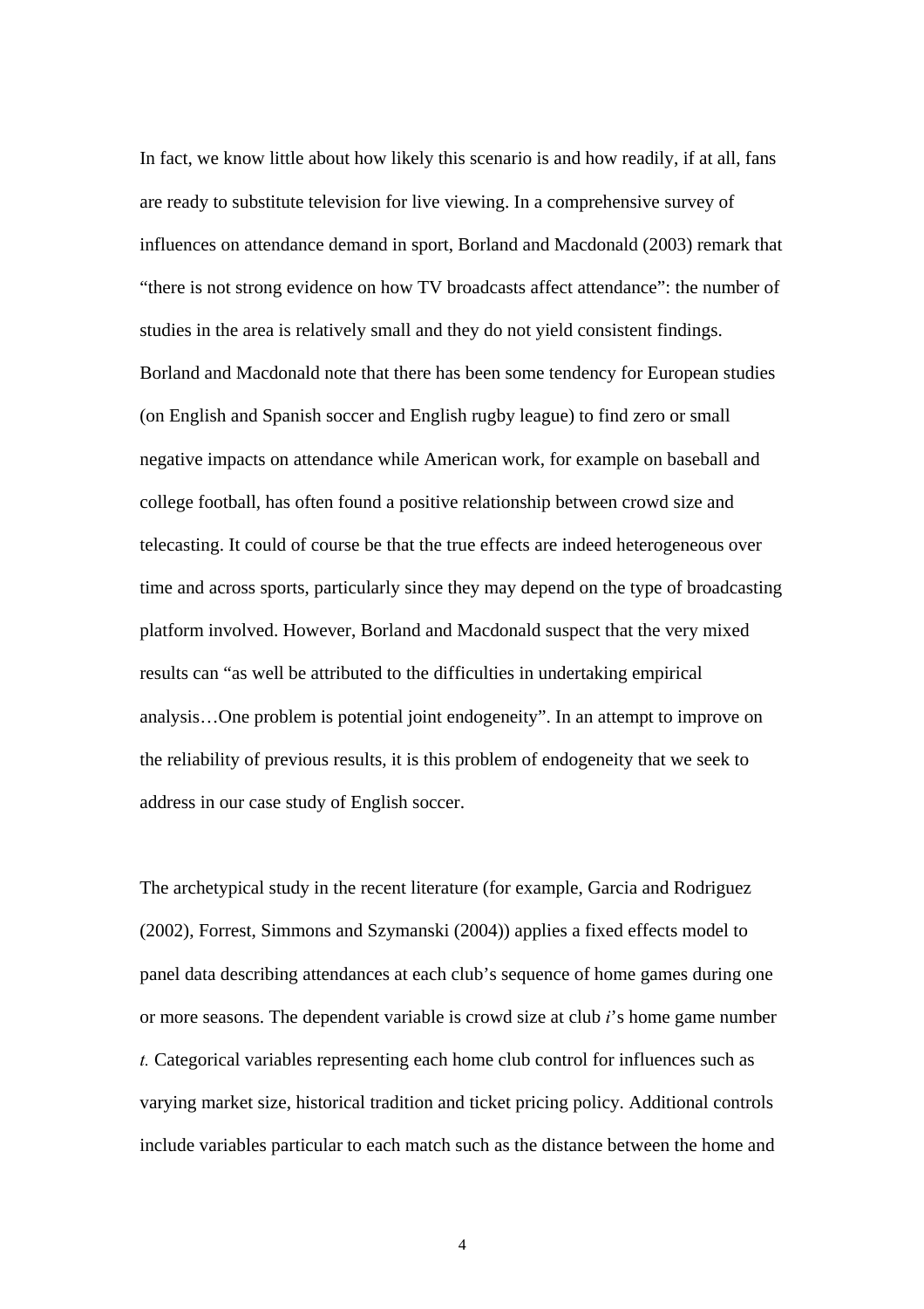In fact, we know little about how likely this scenario is and how readily, if at all, fans are ready to substitute television for live viewing. In a comprehensive survey of influences on attendance demand in sport, Borland and Macdonald (2003) remark that "there is not strong evidence on how TV broadcasts affect attendance": the number of studies in the area is relatively small and they do not yield consistent findings. Borland and Macdonald note that there has been some tendency for European studies (on English and Spanish soccer and English rugby league) to find zero or small negative impacts on attendance while American work, for example on baseball and college football, has often found a positive relationship between crowd size and telecasting. It could of course be that the true effects are indeed heterogeneous over time and across sports, particularly since they may depend on the type of broadcasting platform involved. However, Borland and Macdonald suspect that the very mixed results can "as well be attributed to the difficulties in undertaking empirical analysis…One problem is potential joint endogeneity". In an attempt to improve on the reliability of previous results, it is this problem of endogeneity that we seek to address in our case study of English soccer.

The archetypical study in the recent literature (for example, Garcia and Rodriguez (2002), Forrest, Simmons and Szymanski (2004)) applies a fixed effects model to panel data describing attendances at each club's sequence of home games during one or more seasons. The dependent variable is crowd size at club *i*'s home game number *t.* Categorical variables representing each home club control for influences such as varying market size, historical tradition and ticket pricing policy. Additional controls include variables particular to each match such as the distance between the home and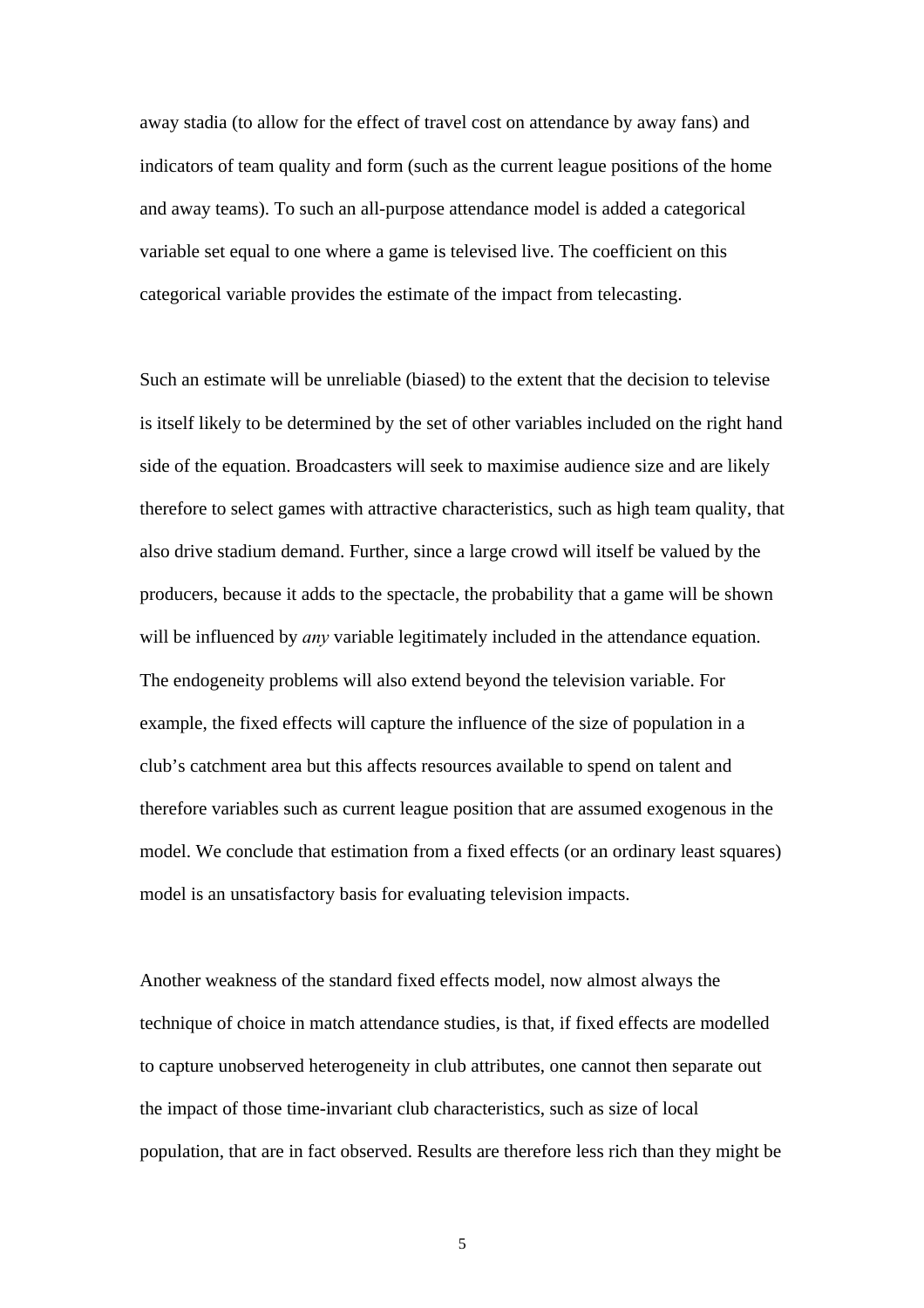away stadia (to allow for the effect of travel cost on attendance by away fans) and indicators of team quality and form (such as the current league positions of the home and away teams). To such an all-purpose attendance model is added a categorical variable set equal to one where a game is televised live. The coefficient on this categorical variable provides the estimate of the impact from telecasting.

Such an estimate will be unreliable (biased) to the extent that the decision to televise is itself likely to be determined by the set of other variables included on the right hand side of the equation. Broadcasters will seek to maximise audience size and are likely therefore to select games with attractive characteristics, such as high team quality, that also drive stadium demand. Further, since a large crowd will itself be valued by the producers, because it adds to the spectacle, the probability that a game will be shown will be influenced by *any* variable legitimately included in the attendance equation. The endogeneity problems will also extend beyond the television variable. For example, the fixed effects will capture the influence of the size of population in a club's catchment area but this affects resources available to spend on talent and therefore variables such as current league position that are assumed exogenous in the model. We conclude that estimation from a fixed effects (or an ordinary least squares) model is an unsatisfactory basis for evaluating television impacts.

Another weakness of the standard fixed effects model, now almost always the technique of choice in match attendance studies, is that, if fixed effects are modelled to capture unobserved heterogeneity in club attributes, one cannot then separate out the impact of those time-invariant club characteristics, such as size of local population, that are in fact observed. Results are therefore less rich than they might be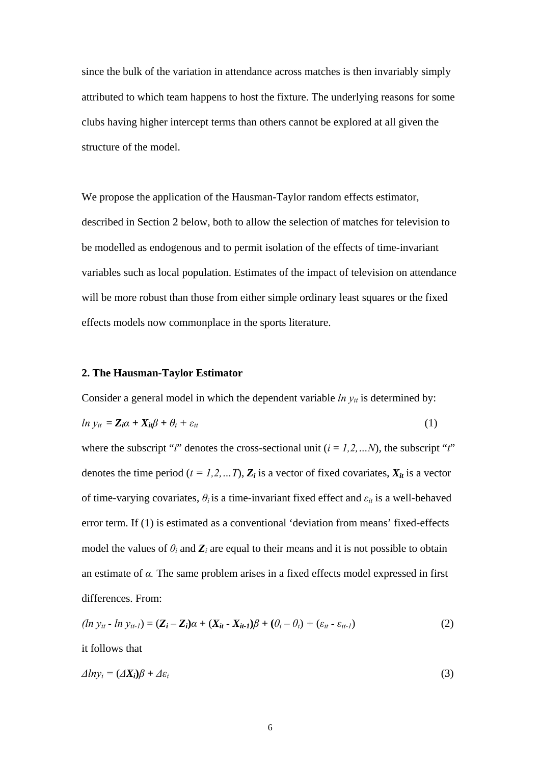since the bulk of the variation in attendance across matches is then invariably simply attributed to which team happens to host the fixture. The underlying reasons for some clubs having higher intercept terms than others cannot be explored at all given the structure of the model.

We propose the application of the Hausman-Taylor random effects estimator, described in Section 2 below, both to allow the selection of matches for television to be modelled as endogenous and to permit isolation of the effects of time-invariant variables such as local population. Estimates of the impact of television on attendance will be more robust than those from either simple ordinary least squares or the fixed effects models now commonplace in the sports literature.

## 2. The Hausman-Taylor Estimator

Consider a general model in which the dependent variable $\ln y_{it}$ is determined by:

$$\ln y_{it} = \mathbf{Z}_i\alpha + \mathbf{X}_{it}\beta + \theta_i + \varepsilon_{it} \tag{1}$$

where the subscript "$i$" denotes the cross-sectional unit ($i = 1,2,\ldots N$), the subscript "$t$" denotes the time period ($t = 1,2,\ldots T$), $\mathbf{Z}_i$ is a vector of fixed covariates, $\mathbf{X}_{it}$ is a vector of time-varying covariates, $\theta_i$ is a time-invariant fixed effect and $\varepsilon_{it}$ is a well-behaved error term. If (1) is estimated as a conventional 'deviation from means' fixed-effects model the values of $\theta_i$ and $\mathbf{Z}_i$ are equal to their means and it is not possible to obtain an estimate of $\alpha$. The same problem arises in a fixed effects model expressed in first differences. From:

$$(\ln y_{it} - \ln y_{it-1}) = (\mathbf{Z}_i - \mathbf{Z}_i)\alpha + (\mathbf{X}_{it} - \mathbf{X}_{it-1})\beta + (\theta_i - \theta_i) + (\varepsilon_{it} - \varepsilon_{it-1}) \tag{2}$$

it follows that

$$\Delta \ln y_i = (\Delta\mathbf{X}_i)\beta + \Delta\varepsilon_i \tag{3}$$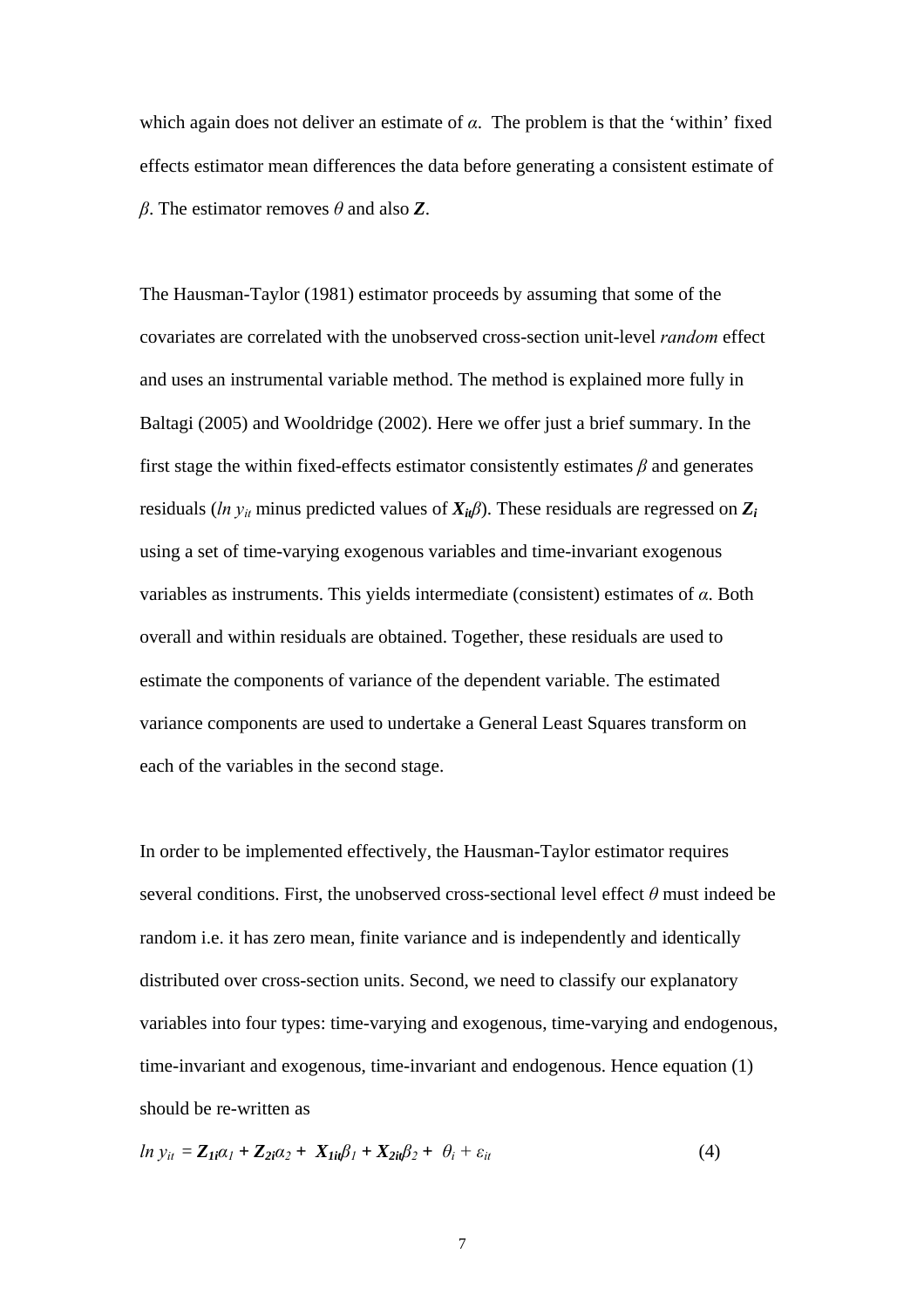which again does not deliver an estimate of $\alpha$. The problem is that the 'within' fixed effects estimator mean differences the data before generating a consistent estimate of $\beta$. The estimator removes $\theta$ and also $\boldsymbol{Z}$.

The Hausman-Taylor (1981) estimator proceeds by assuming that some of the covariates are correlated with the unobserved cross-section unit-level *random* effect and uses an instrumental variable method. The method is explained more fully in Baltagi (2005) and Wooldridge (2002). Here we offer just a brief summary. In the first stage the within fixed-effects estimator consistently estimates $\beta$ and generates residuals ($ln\ y_{it}$ minus predicted values of $\boldsymbol{X_{it}}\beta$). These residuals are regressed on $\boldsymbol{Z_i}$ using a set of time-varying exogenous variables and time-invariant exogenous variables as instruments. This yields intermediate (consistent) estimates of $\alpha$. Both overall and within residuals are obtained. Together, these residuals are used to estimate the components of variance of the dependent variable. The estimated variance components are used to undertake a General Least Squares transform on each of the variables in the second stage.

In order to be implemented effectively, the Hausman-Taylor estimator requires several conditions. First, the unobserved cross-sectional level effect $\theta$ must indeed be random i.e. it has zero mean, finite variance and is independently and identically distributed over cross-section units. Second, we need to classify our explanatory variables into four types: time-varying and exogenous, time-varying and endogenous, time-invariant and exogenous, time-invariant and endogenous. Hence equation (1) should be re-written as

$$ln\ y_{it} = \boldsymbol{Z_{1i}}\alpha_1 + \boldsymbol{Z_{2i}}\alpha_2 + \boldsymbol{X_{1it}}\beta_1 + \boldsymbol{X_{2it}}\beta_2 + \theta_i + \varepsilon_{it} \tag{4}$$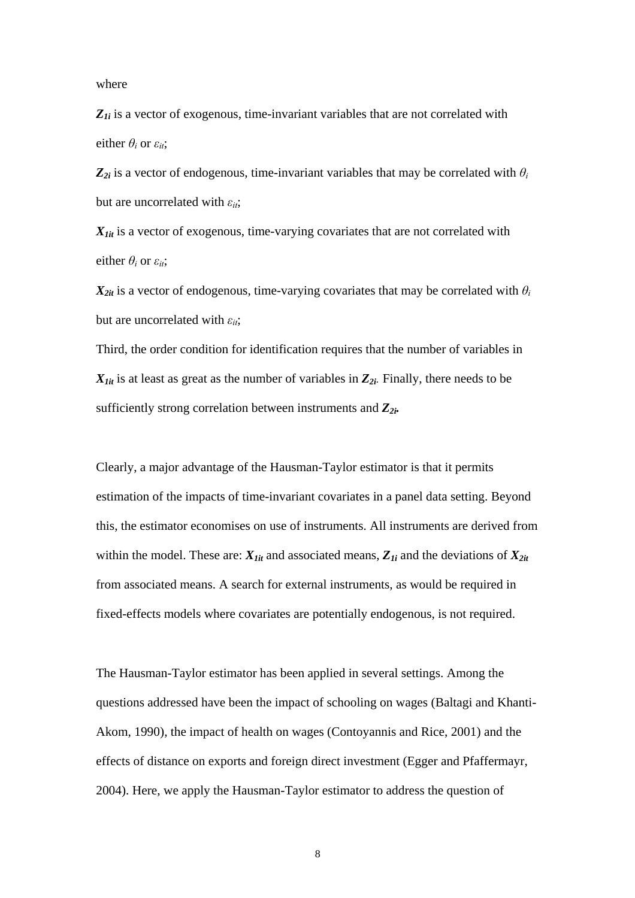where

$\boldsymbol{Z_{1i}}$ is a vector of exogenous, time-invariant variables that are not correlated with either $\theta_i$ or $\varepsilon_{it}$;

$\boldsymbol{Z_{2i}}$ is a vector of endogenous, time-invariant variables that may be correlated with $\theta_i$ but are uncorrelated with $\varepsilon_{it}$;

$\boldsymbol{X_{1it}}$ is a vector of exogenous, time-varying covariates that are not correlated with either $\theta_i$ or $\varepsilon_{it}$;

$\boldsymbol{X_{2it}}$ is a vector of endogenous, time-varying covariates that may be correlated with $\theta_i$ but are uncorrelated with $\varepsilon_{it}$;

Third, the order condition for identification requires that the number of variables in $\boldsymbol{X_{1it}}$ is at least as great as the number of variables in $\boldsymbol{Z_{2i}}$. Finally, there needs to be sufficiently strong correlation between instruments and $\boldsymbol{Z_{2i}}$.

Clearly, a major advantage of the Hausman-Taylor estimator is that it permits estimation of the impacts of time-invariant covariates in a panel data setting. Beyond this, the estimator economises on use of instruments. All instruments are derived from within the model. These are: $\boldsymbol{X_{1it}}$ and associated means, $\boldsymbol{Z_{1i}}$ and the deviations of $\boldsymbol{X_{2it}}$ from associated means. A search for external instruments, as would be required in fixed-effects models where covariates are potentially endogenous, is not required.

The Hausman-Taylor estimator has been applied in several settings. Among the questions addressed have been the impact of schooling on wages (Baltagi and Khanti-Akom, 1990), the impact of health on wages (Contoyannis and Rice, 2001) and the effects of distance on exports and foreign direct investment (Egger and Pfaffermayr, 2004). Here, we apply the Hausman-Taylor estimator to address the question of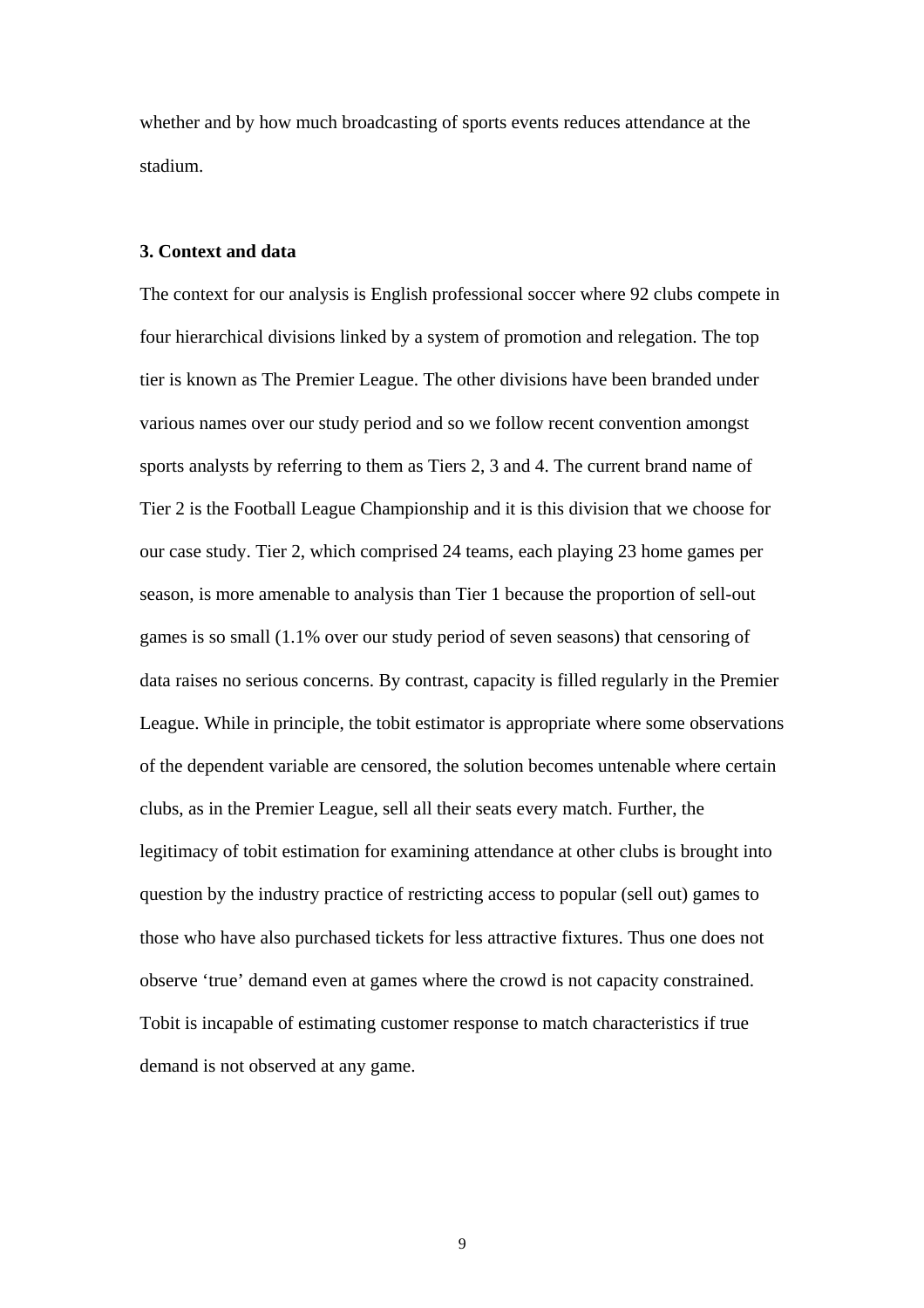whether and by how much broadcasting of sports events reduces attendance at the stadium.

### 3. Context and data

The context for our analysis is English professional soccer where 92 clubs compete in four hierarchical divisions linked by a system of promotion and relegation. The top tier is known as The Premier League. The other divisions have been branded under various names over our study period and so we follow recent convention amongst sports analysts by referring to them as Tiers 2, 3 and 4. The current brand name of Tier 2 is the Football League Championship and it is this division that we choose for our case study. Tier 2, which comprised 24 teams, each playing 23 home games per season, is more amenable to analysis than Tier 1 because the proportion of sell-out games is so small (1.1% over our study period of seven seasons) that censoring of data raises no serious concerns. By contrast, capacity is filled regularly in the Premier League. While in principle, the tobit estimator is appropriate where some observations of the dependent variable are censored, the solution becomes untenable where certain clubs, as in the Premier League, sell all their seats every match. Further, the legitimacy of tobit estimation for examining attendance at other clubs is brought into question by the industry practice of restricting access to popular (sell out) games to those who have also purchased tickets for less attractive fixtures. Thus one does not observe 'true' demand even at games where the crowd is not capacity constrained. Tobit is incapable of estimating customer response to match characteristics if true demand is not observed at any game.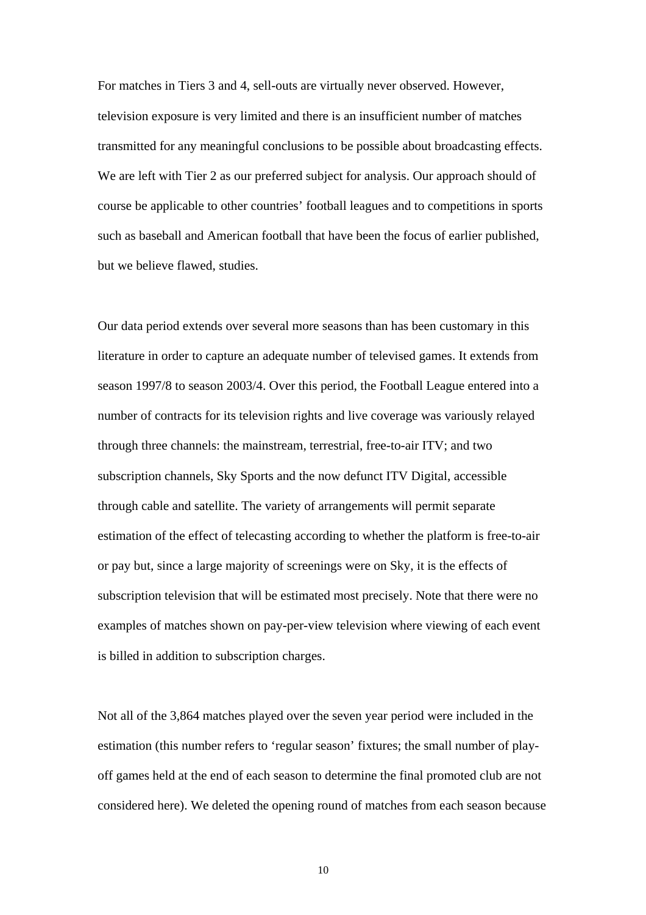For matches in Tiers 3 and 4, sell-outs are virtually never observed. However, television exposure is very limited and there is an insufficient number of matches transmitted for any meaningful conclusions to be possible about broadcasting effects. We are left with Tier 2 as our preferred subject for analysis. Our approach should of course be applicable to other countries' football leagues and to competitions in sports such as baseball and American football that have been the focus of earlier published, but we believe flawed, studies.

Our data period extends over several more seasons than has been customary in this literature in order to capture an adequate number of televised games. It extends from season 1997/8 to season 2003/4. Over this period, the Football League entered into a number of contracts for its television rights and live coverage was variously relayed through three channels: the mainstream, terrestrial, free-to-air ITV; and two subscription channels, Sky Sports and the now defunct ITV Digital, accessible through cable and satellite. The variety of arrangements will permit separate estimation of the effect of telecasting according to whether the platform is free-to-air or pay but, since a large majority of screenings were on Sky, it is the effects of subscription television that will be estimated most precisely. Note that there were no examples of matches shown on pay-per-view television where viewing of each event is billed in addition to subscription charges.

Not all of the 3,864 matches played over the seven year period were included in the estimation (this number refers to 'regular season' fixtures; the small number of play-off games held at the end of each season to determine the final promoted club are not considered here). We deleted the opening round of matches from each season because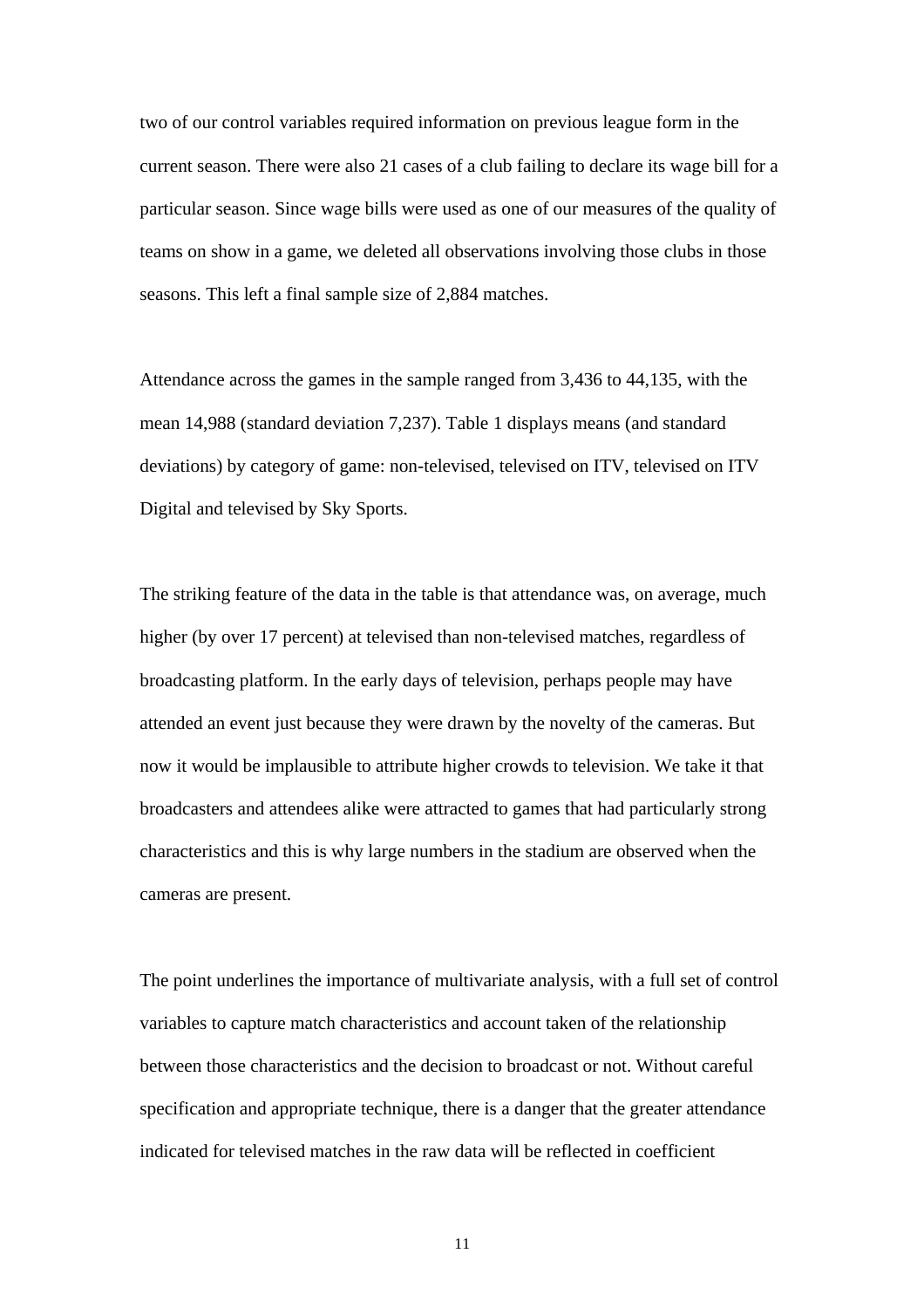two of our control variables required information on previous league form in the current season. There were also 21 cases of a club failing to declare its wage bill for a particular season. Since wage bills were used as one of our measures of the quality of teams on show in a game, we deleted all observations involving those clubs in those seasons. This left a final sample size of 2,884 matches.

Attendance across the games in the sample ranged from 3,436 to 44,135, with the mean 14,988 (standard deviation 7,237). Table 1 displays means (and standard deviations) by category of game: non-televised, televised on ITV, televised on ITV Digital and televised by Sky Sports.

The striking feature of the data in the table is that attendance was, on average, much higher (by over 17 percent) at televised than non-televised matches, regardless of broadcasting platform. In the early days of television, perhaps people may have attended an event just because they were drawn by the novelty of the cameras. But now it would be implausible to attribute higher crowds to television. We take it that broadcasters and attendees alike were attracted to games that had particularly strong characteristics and this is why large numbers in the stadium are observed when the cameras are present.

The point underlines the importance of multivariate analysis, with a full set of control variables to capture match characteristics and account taken of the relationship between those characteristics and the decision to broadcast or not. Without careful specification and appropriate technique, there is a danger that the greater attendance indicated for televised matches in the raw data will be reflected in coefficient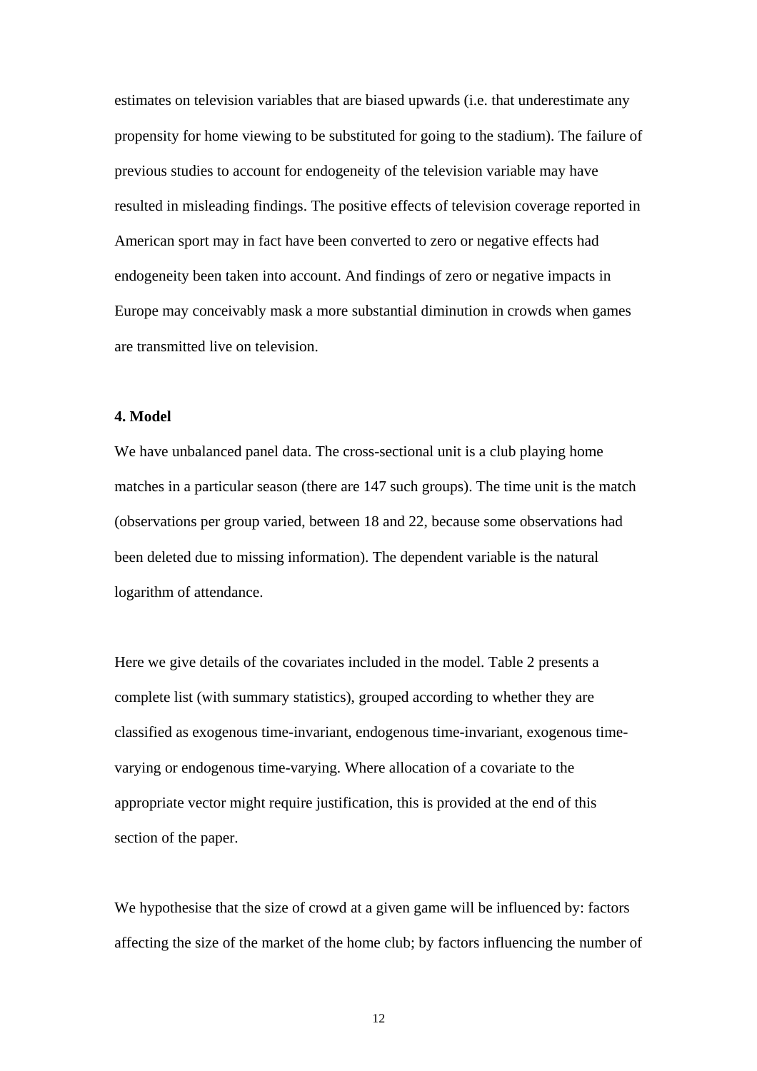estimates on television variables that are biased upwards (i.e. that underestimate any propensity for home viewing to be substituted for going to the stadium). The failure of previous studies to account for endogeneity of the television variable may have resulted in misleading findings. The positive effects of television coverage reported in American sport may in fact have been converted to zero or negative effects had endogeneity been taken into account. And findings of zero or negative impacts in Europe may conceivably mask a more substantial diminution in crowds when games are transmitted live on television.

**4. Model**

We have unbalanced panel data. The cross-sectional unit is a club playing home matches in a particular season (there are 147 such groups). The time unit is the match (observations per group varied, between 18 and 22, because some observations had been deleted due to missing information). The dependent variable is the natural logarithm of attendance.

Here we give details of the covariates included in the model. Table 2 presents a complete list (with summary statistics), grouped according to whether they are classified as exogenous time-invariant, endogenous time-invariant, exogenous time-varying or endogenous time-varying. Where allocation of a covariate to the appropriate vector might require justification, this is provided at the end of this section of the paper.

We hypothesise that the size of crowd at a given game will be influenced by: factors affecting the size of the market of the home club; by factors influencing the number of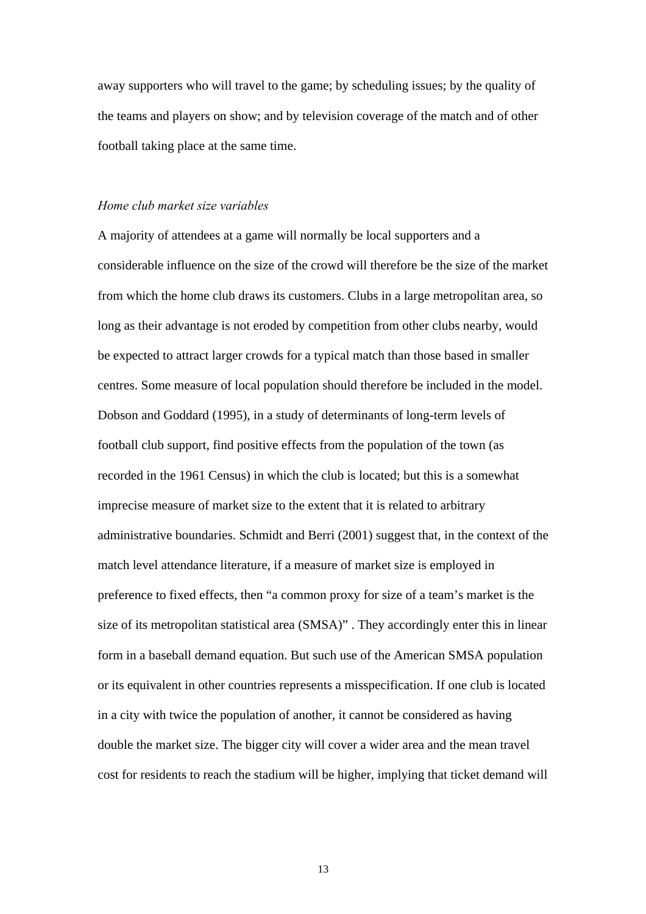away supporters who will travel to the game; by scheduling issues; by the quality of the teams and players on show; and by television coverage of the match and of other football taking place at the same time.

*Home club market size variables*

A majority of attendees at a game will normally be local supporters and a considerable influence on the size of the crowd will therefore be the size of the market from which the home club draws its customers. Clubs in a large metropolitan area, so long as their advantage is not eroded by competition from other clubs nearby, would be expected to attract larger crowds for a typical match than those based in smaller centres. Some measure of local population should therefore be included in the model. Dobson and Goddard (1995), in a study of determinants of long-term levels of football club support, find positive effects from the population of the town (as recorded in the 1961 Census) in which the club is located; but this is a somewhat imprecise measure of market size to the extent that it is related to arbitrary administrative boundaries. Schmidt and Berri (2001) suggest that, in the context of the match level attendance literature, if a measure of market size is employed in preference to fixed effects, then "a common proxy for size of a team's market is the size of its metropolitan statistical area (SMSA)" . They accordingly enter this in linear form in a baseball demand equation. But such use of the American SMSA population or its equivalent in other countries represents a misspecification. If one club is located in a city with twice the population of another, it cannot be considered as having double the market size. The bigger city will cover a wider area and the mean travel cost for residents to reach the stadium will be higher, implying that ticket demand will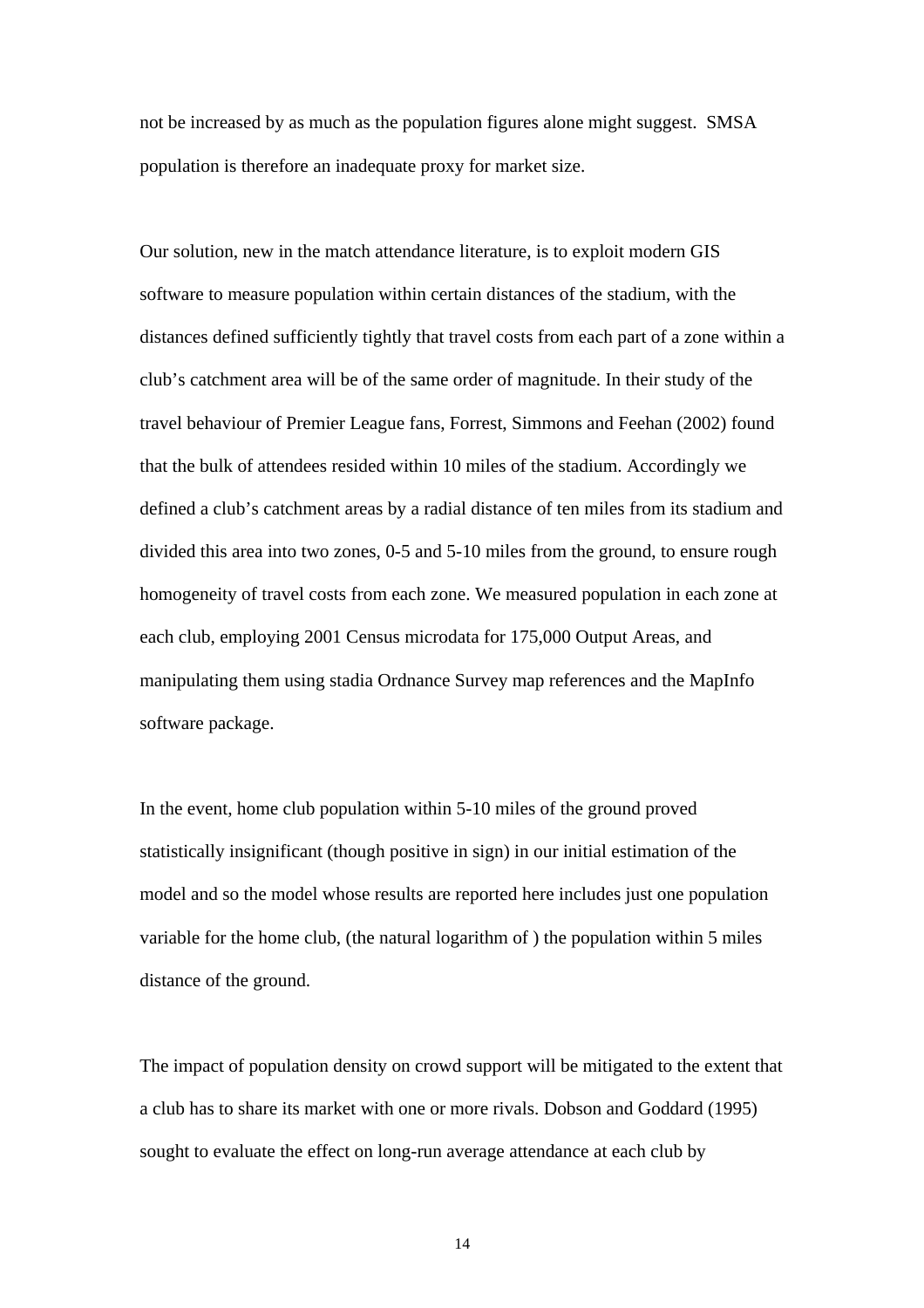not be increased by as much as the population figures alone might suggest. SMSA population is therefore an inadequate proxy for market size.

Our solution, new in the match attendance literature, is to exploit modern GIS software to measure population within certain distances of the stadium, with the distances defined sufficiently tightly that travel costs from each part of a zone within a club's catchment area will be of the same order of magnitude. In their study of the travel behaviour of Premier League fans, Forrest, Simmons and Feehan (2002) found that the bulk of attendees resided within 10 miles of the stadium. Accordingly we defined a club's catchment areas by a radial distance of ten miles from its stadium and divided this area into two zones, 0-5 and 5-10 miles from the ground, to ensure rough homogeneity of travel costs from each zone. We measured population in each zone at each club, employing 2001 Census microdata for 175,000 Output Areas, and manipulating them using stadia Ordnance Survey map references and the MapInfo software package.

In the event, home club population within 5-10 miles of the ground proved statistically insignificant (though positive in sign) in our initial estimation of the model and so the model whose results are reported here includes just one population variable for the home club, (the natural logarithm of ) the population within 5 miles distance of the ground.

The impact of population density on crowd support will be mitigated to the extent that a club has to share its market with one or more rivals. Dobson and Goddard (1995) sought to evaluate the effect on long-run average attendance at each club by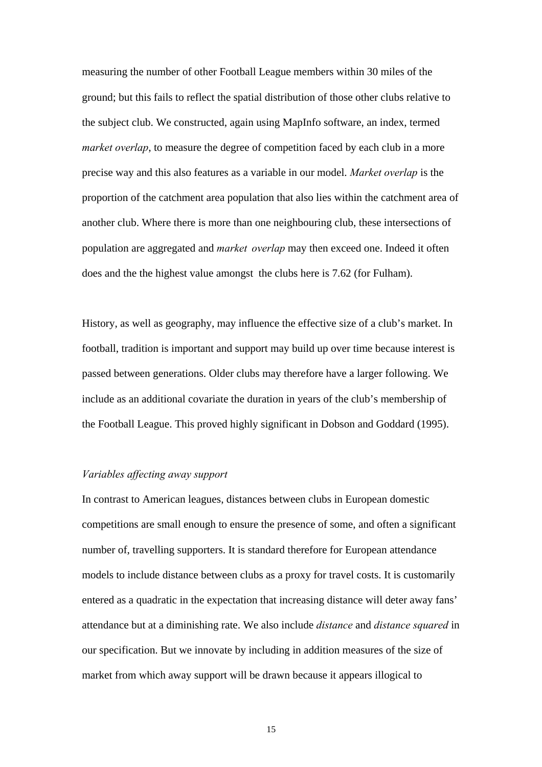measuring the number of other Football League members within 30 miles of the ground; but this fails to reflect the spatial distribution of those other clubs relative to the subject club. We constructed, again using MapInfo software, an index, termed *market overlap*, to measure the degree of competition faced by each club in a more precise way and this also features as a variable in our model. *Market overlap* is the proportion of the catchment area population that also lies within the catchment area of another club. Where there is more than one neighbouring club, these intersections of population are aggregated and *market overlap* may then exceed one. Indeed it often does and the the highest value amongst the clubs here is 7.62 (for Fulham).

History, as well as geography, may influence the effective size of a club's market. In football, tradition is important and support may build up over time because interest is passed between generations. Older clubs may therefore have a larger following. We include as an additional covariate the duration in years of the club's membership of the Football League. This proved highly significant in Dobson and Goddard (1995).

*Variables affecting away support*

In contrast to American leagues, distances between clubs in European domestic competitions are small enough to ensure the presence of some, and often a significant number of, travelling supporters. It is standard therefore for European attendance models to include distance between clubs as a proxy for travel costs. It is customarily entered as a quadratic in the expectation that increasing distance will deter away fans' attendance but at a diminishing rate. We also include *distance* and *distance squared* in our specification. But we innovate by including in addition measures of the size of market from which away support will be drawn because it appears illogical to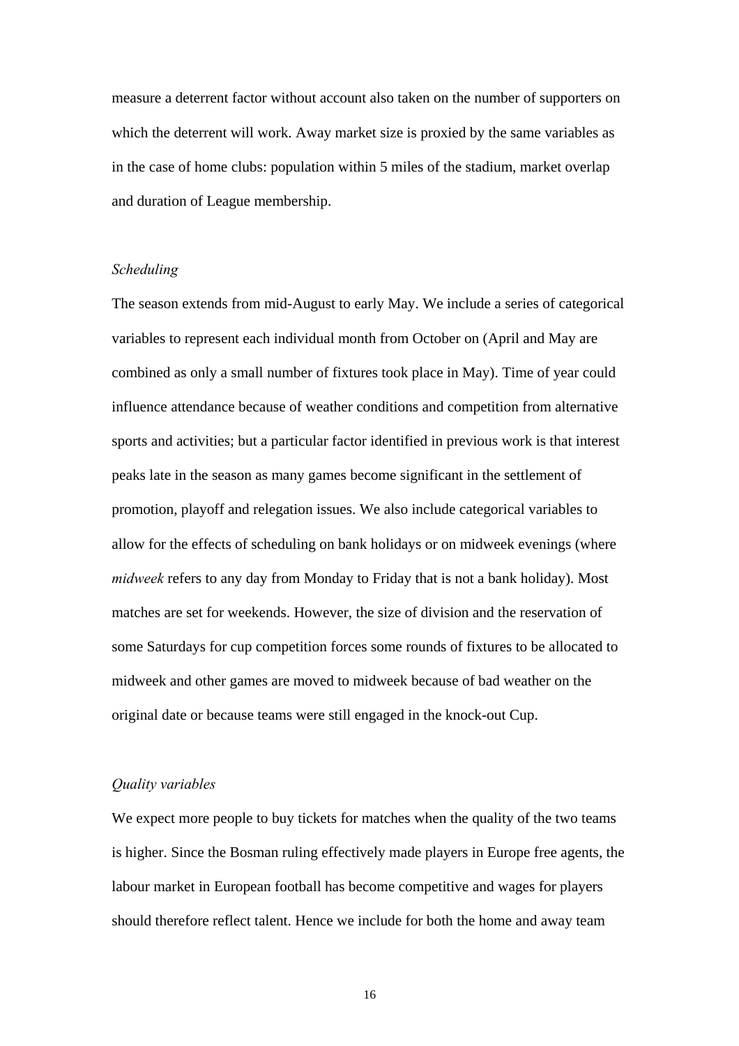measure a deterrent factor without account also taken on the number of supporters on which the deterrent will work. Away market size is proxied by the same variables as in the case of home clubs: population within 5 miles of the stadium, market overlap and duration of League membership.

*Scheduling*

The season extends from mid-August to early May. We include a series of categorical variables to represent each individual month from October on (April and May are combined as only a small number of fixtures took place in May). Time of year could influence attendance because of weather conditions and competition from alternative sports and activities; but a particular factor identified in previous work is that interest peaks late in the season as many games become significant in the settlement of promotion, playoff and relegation issues. We also include categorical variables to allow for the effects of scheduling on bank holidays or on midweek evenings (where *midweek* refers to any day from Monday to Friday that is not a bank holiday). Most matches are set for weekends. However, the size of division and the reservation of some Saturdays for cup competition forces some rounds of fixtures to be allocated to midweek and other games are moved to midweek because of bad weather on the original date or because teams were still engaged in the knock-out Cup.

*Quality variables*

We expect more people to buy tickets for matches when the quality of the two teams is higher. Since the Bosman ruling effectively made players in Europe free agents, the labour market in European football has become competitive and wages for players should therefore reflect talent. Hence we include for both the home and away team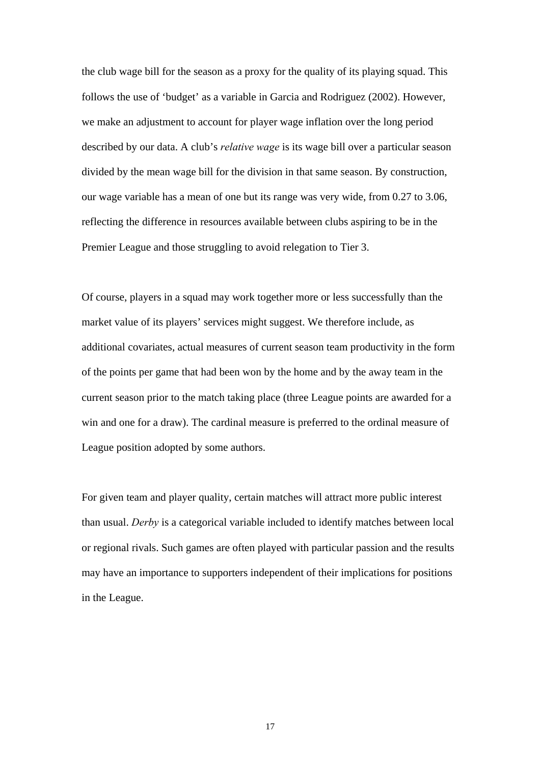the club wage bill for the season as a proxy for the quality of its playing squad. This follows the use of 'budget' as a variable in Garcia and Rodriguez (2002). However, we make an adjustment to account for player wage inflation over the long period described by our data. A club's *relative wage* is its wage bill over a particular season divided by the mean wage bill for the division in that same season. By construction, our wage variable has a mean of one but its range was very wide, from 0.27 to 3.06, reflecting the difference in resources available between clubs aspiring to be in the Premier League and those struggling to avoid relegation to Tier 3.

Of course, players in a squad may work together more or less successfully than the market value of its players' services might suggest. We therefore include, as additional covariates, actual measures of current season team productivity in the form of the points per game that had been won by the home and by the away team in the current season prior to the match taking place (three League points are awarded for a win and one for a draw). The cardinal measure is preferred to the ordinal measure of League position adopted by some authors.

For given team and player quality, certain matches will attract more public interest than usual. *Derby* is a categorical variable included to identify matches between local or regional rivals. Such games are often played with particular passion and the results may have an importance to supporters independent of their implications for positions in the League.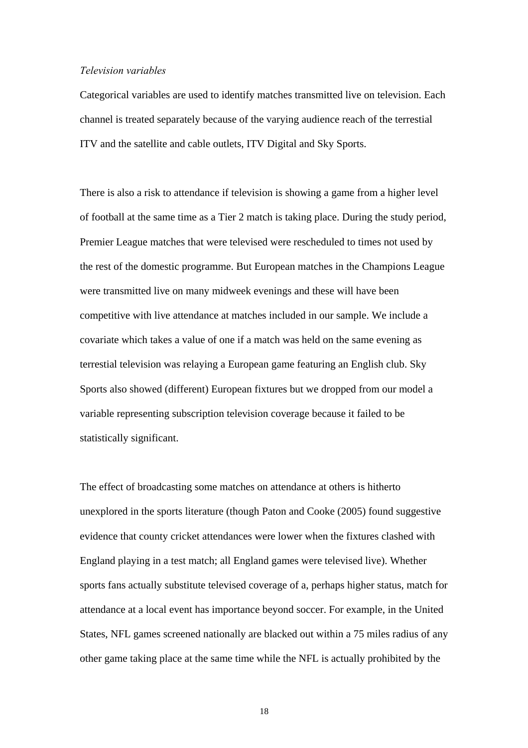*Television variables*

Categorical variables are used to identify matches transmitted live on television. Each channel is treated separately because of the varying audience reach of the terrestial ITV and the satellite and cable outlets, ITV Digital and Sky Sports.

There is also a risk to attendance if television is showing a game from a higher level of football at the same time as a Tier 2 match is taking place. During the study period, Premier League matches that were televised were rescheduled to times not used by the rest of the domestic programme. But European matches in the Champions League were transmitted live on many midweek evenings and these will have been competitive with live attendance at matches included in our sample. We include a covariate which takes a value of one if a match was held on the same evening as terrestial television was relaying a European game featuring an English club. Sky Sports also showed (different) European fixtures but we dropped from our model a variable representing subscription television coverage because it failed to be statistically significant.

The effect of broadcasting some matches on attendance at others is hitherto unexplored in the sports literature (though Paton and Cooke (2005) found suggestive evidence that county cricket attendances were lower when the fixtures clashed with England playing in a test match; all England games were televised live). Whether sports fans actually substitute televised coverage of a, perhaps higher status, match for attendance at a local event has importance beyond soccer. For example, in the United States, NFL games screened nationally are blacked out within a 75 miles radius of any other game taking place at the same time while the NFL is actually prohibited by the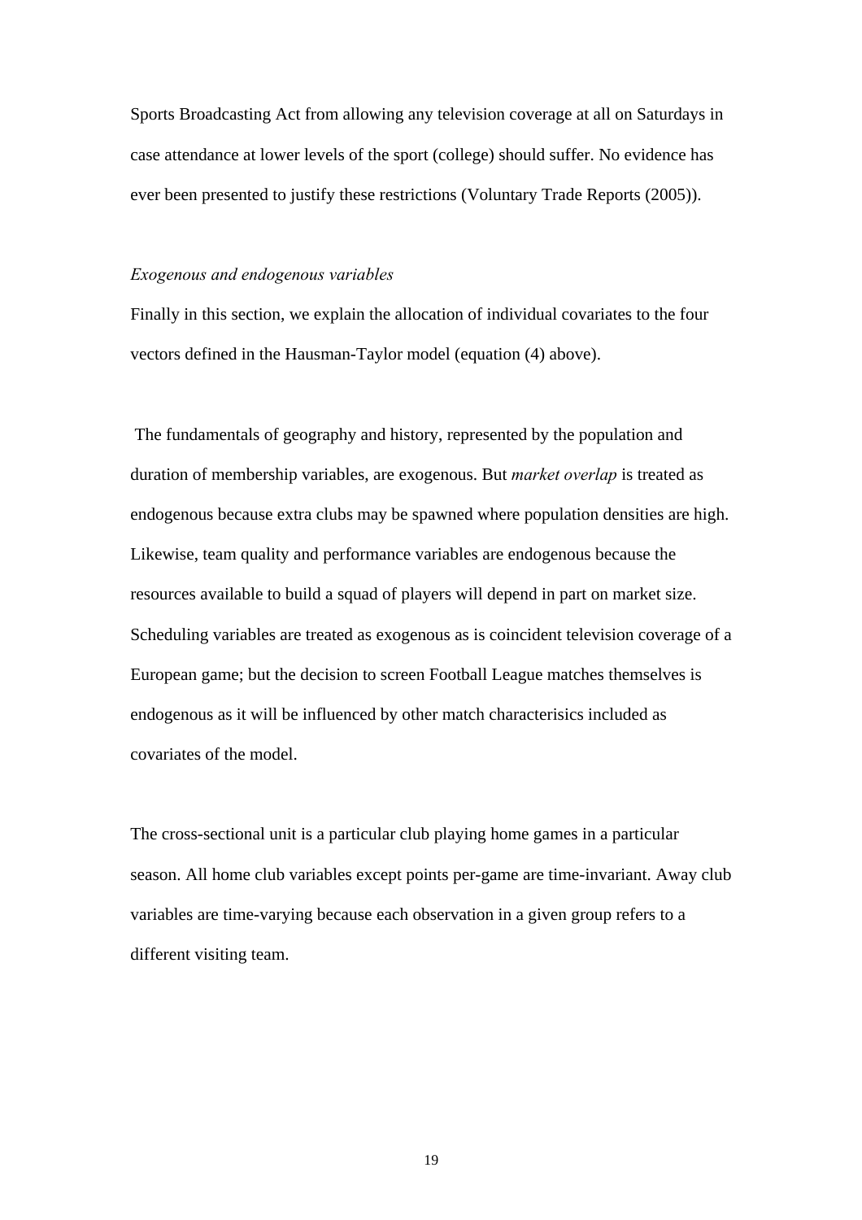Sports Broadcasting Act from allowing any television coverage at all on Saturdays in case attendance at lower levels of the sport (college) should suffer. No evidence has ever been presented to justify these restrictions (Voluntary Trade Reports (2005)).

*Exogenous and endogenous variables*

Finally in this section, we explain the allocation of individual covariates to the four vectors defined in the Hausman-Taylor model (equation (4) above).

The fundamentals of geography and history, represented by the population and duration of membership variables, are exogenous. But *market overlap* is treated as endogenous because extra clubs may be spawned where population densities are high. Likewise, team quality and performance variables are endogenous because the resources available to build a squad of players will depend in part on market size. Scheduling variables are treated as exogenous as is coincident television coverage of a European game; but the decision to screen Football League matches themselves is endogenous as it will be influenced by other match characterisics included as covariates of the model.

The cross-sectional unit is a particular club playing home games in a particular season. All home club variables except points per-game are time-invariant. Away club variables are time-varying because each observation in a given group refers to a different visiting team.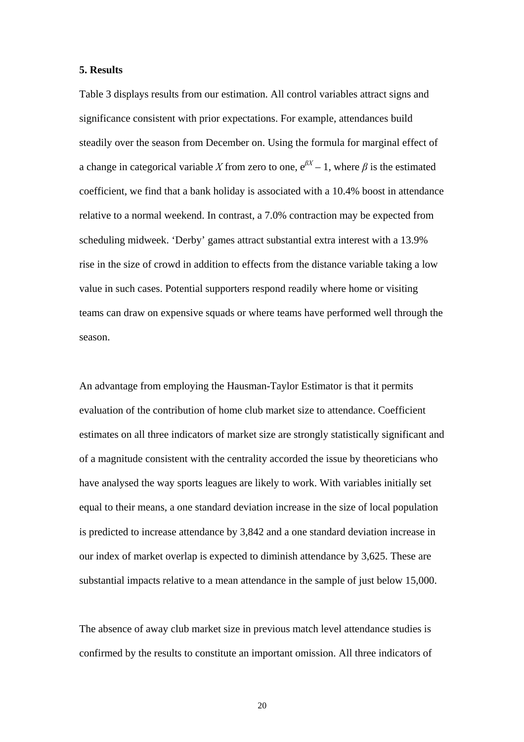### 5. Results

Table 3 displays results from our estimation. All control variables attract signs and significance consistent with prior expectations. For example, attendances build steadily over the season from December on. Using the formula for marginal effect of a change in categorical variable $X$ from zero to one, $e^{\beta X} - 1$, where $\beta$ is the estimated coefficient, we find that a bank holiday is associated with a 10.4% boost in attendance relative to a normal weekend. In contrast, a 7.0% contraction may be expected from scheduling midweek. 'Derby' games attract substantial extra interest with a 13.9% rise in the size of crowd in addition to effects from the distance variable taking a low value in such cases. Potential supporters respond readily where home or visiting teams can draw on expensive squads or where teams have performed well through the season.

An advantage from employing the Hausman-Taylor Estimator is that it permits evaluation of the contribution of home club market size to attendance. Coefficient estimates on all three indicators of market size are strongly statistically significant and of a magnitude consistent with the centrality accorded the issue by theoreticians who have analysed the way sports leagues are likely to work. With variables initially set equal to their means, a one standard deviation increase in the size of local population is predicted to increase attendance by 3,842 and a one standard deviation increase in our index of market overlap is expected to diminish attendance by 3,625. These are substantial impacts relative to a mean attendance in the sample of just below 15,000.

The absence of away club market size in previous match level attendance studies is confirmed by the results to constitute an important omission. All three indicators of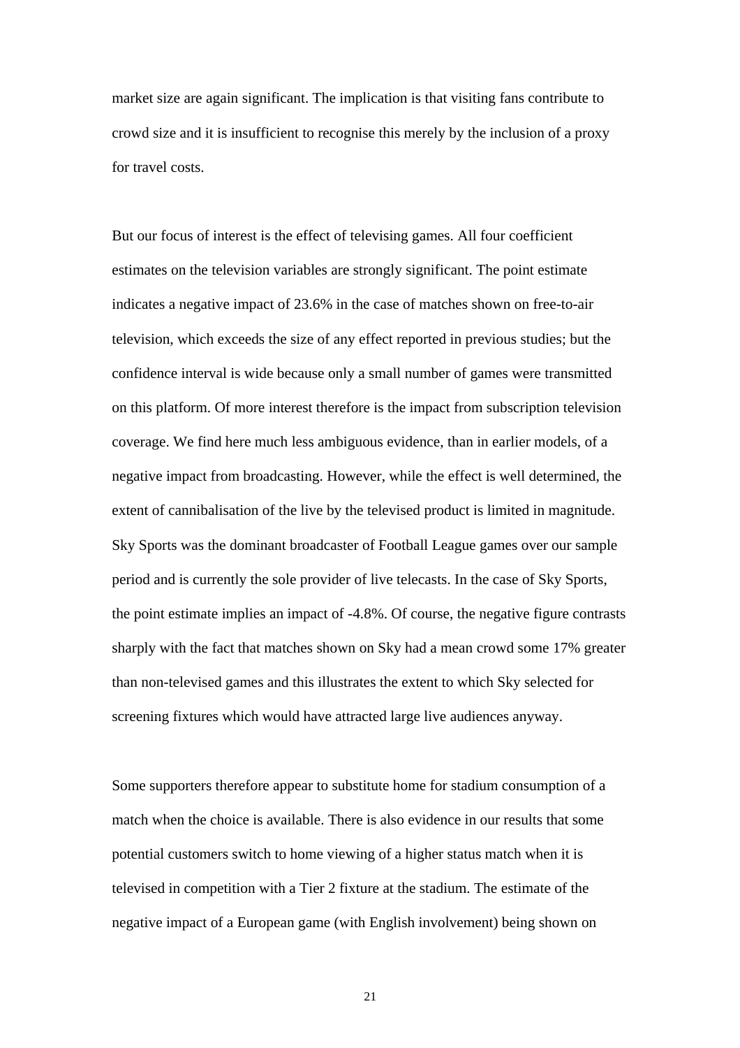market size are again significant. The implication is that visiting fans contribute to crowd size and it is insufficient to recognise this merely by the inclusion of a proxy for travel costs.

But our focus of interest is the effect of televising games. All four coefficient estimates on the television variables are strongly significant. The point estimate indicates a negative impact of 23.6% in the case of matches shown on free-to-air television, which exceeds the size of any effect reported in previous studies; but the confidence interval is wide because only a small number of games were transmitted on this platform. Of more interest therefore is the impact from subscription television coverage. We find here much less ambiguous evidence, than in earlier models, of a negative impact from broadcasting. However, while the effect is well determined, the extent of cannibalisation of the live by the televised product is limited in magnitude. Sky Sports was the dominant broadcaster of Football League games over our sample period and is currently the sole provider of live telecasts. In the case of Sky Sports, the point estimate implies an impact of -4.8%. Of course, the negative figure contrasts sharply with the fact that matches shown on Sky had a mean crowd some 17% greater than non-televised games and this illustrates the extent to which Sky selected for screening fixtures which would have attracted large live audiences anyway.

Some supporters therefore appear to substitute home for stadium consumption of a match when the choice is available. There is also evidence in our results that some potential customers switch to home viewing of a higher status match when it is televised in competition with a Tier 2 fixture at the stadium. The estimate of the negative impact of a European game (with English involvement) being shown on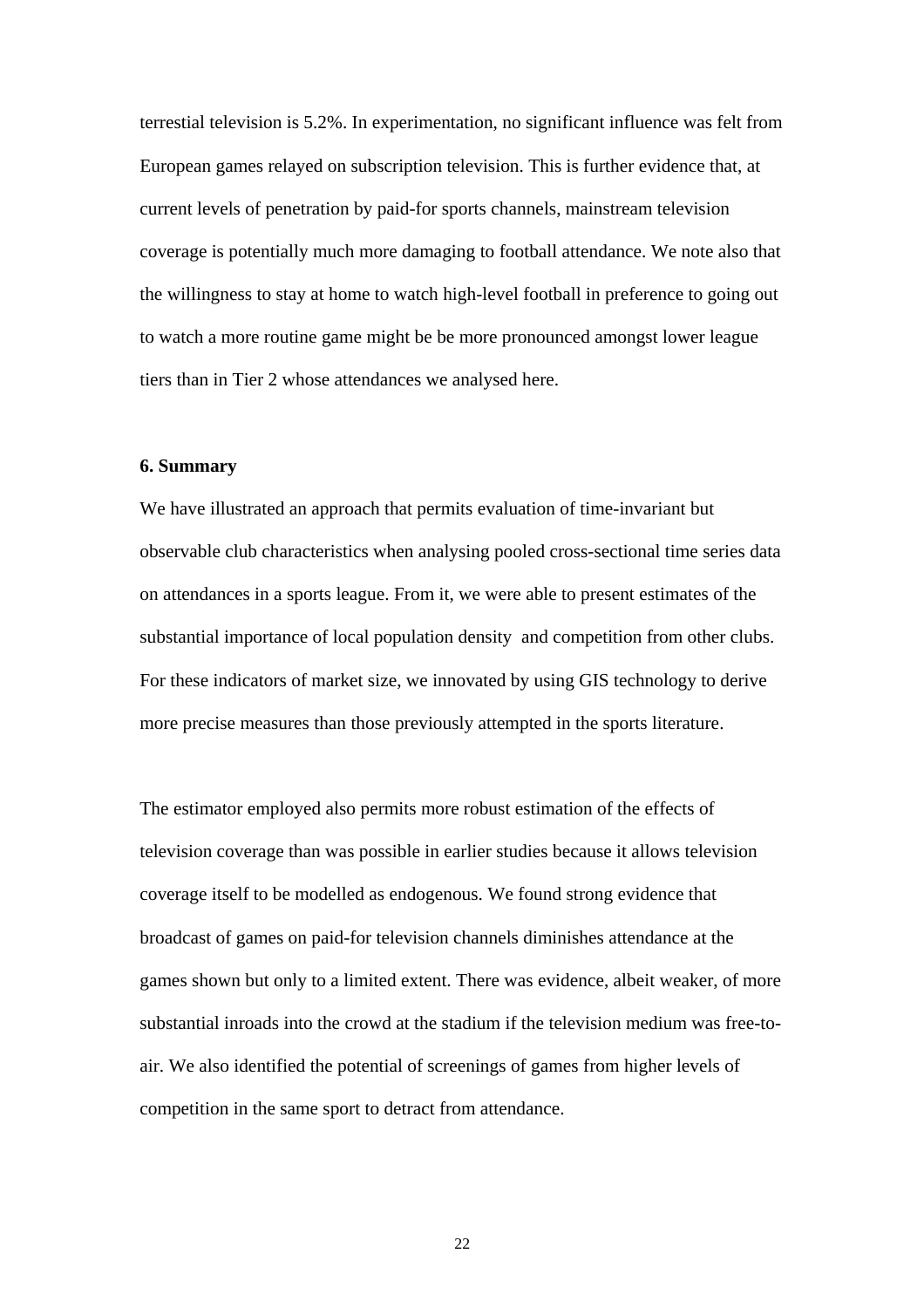terrestial television is 5.2%. In experimentation, no significant influence was felt from European games relayed on subscription television. This is further evidence that, at current levels of penetration by paid-for sports channels, mainstream television coverage is potentially much more damaging to football attendance. We note also that the willingness to stay at home to watch high-level football in preference to going out to watch a more routine game might be be more pronounced amongst lower league tiers than in Tier 2 whose attendances we analysed here.

**6. Summary**

We have illustrated an approach that permits evaluation of time-invariant but observable club characteristics when analysing pooled cross-sectional time series data on attendances in a sports league. From it, we were able to present estimates of the substantial importance of local population density and competition from other clubs. For these indicators of market size, we innovated by using GIS technology to derive more precise measures than those previously attempted in the sports literature.

The estimator employed also permits more robust estimation of the effects of television coverage than was possible in earlier studies because it allows television coverage itself to be modelled as endogenous. We found strong evidence that broadcast of games on paid-for television channels diminishes attendance at the games shown but only to a limited extent. There was evidence, albeit weaker, of more substantial inroads into the crowd at the stadium if the television medium was free-to-air. We also identified the potential of screenings of games from higher levels of competition in the same sport to detract from attendance.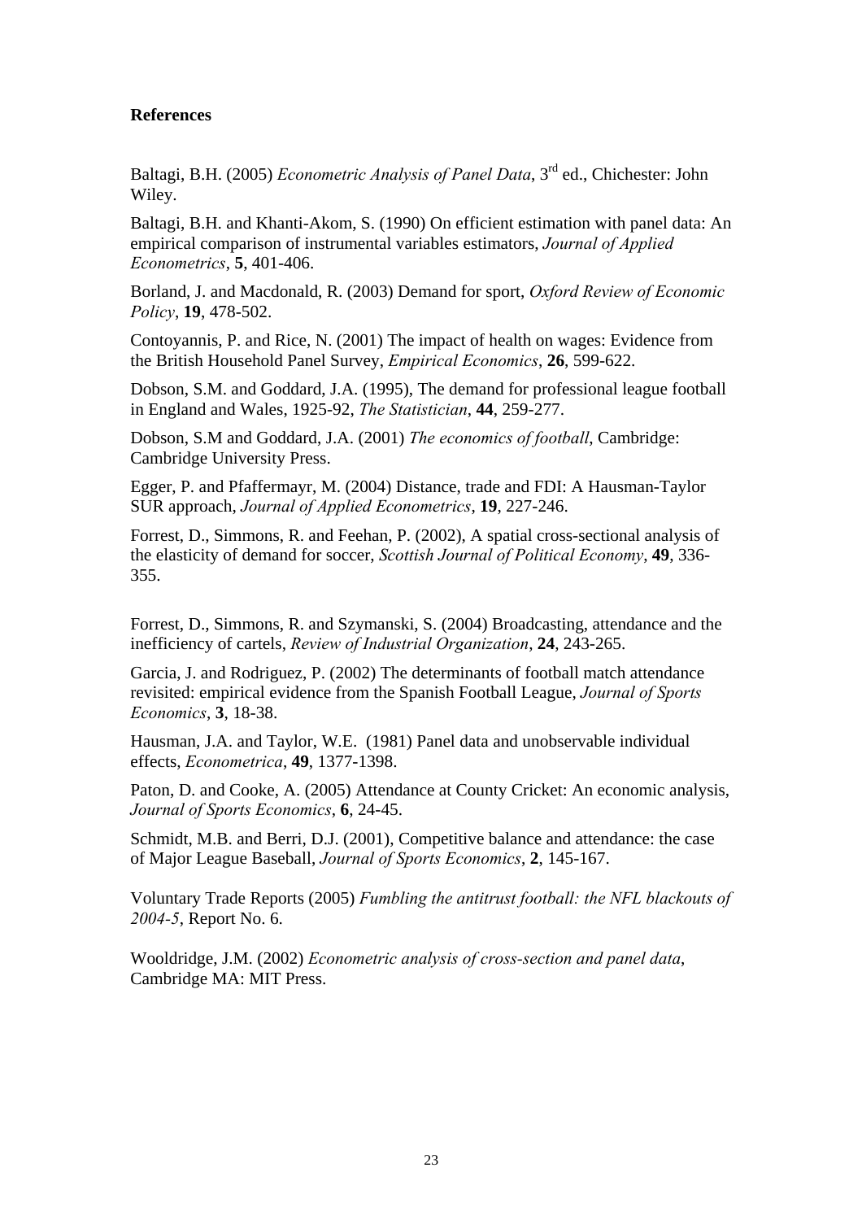**References**

Baltagi, B.H. (2005) *Econometric Analysis of Panel Data*, 3rd ed., Chichester: John Wiley.

Baltagi, B.H. and Khanti-Akom, S. (1990) On efficient estimation with panel data: An empirical comparison of instrumental variables estimators, *Journal of Applied Econometrics*, **5**, 401-406.

Borland, J. and Macdonald, R. (2003) Demand for sport, *Oxford Review of Economic Policy*, **19**, 478-502.

Contoyannis, P. and Rice, N. (2001) The impact of health on wages: Evidence from the British Household Panel Survey, *Empirical Economics*, **26**, 599-622.

Dobson, S.M. and Goddard, J.A. (1995), The demand for professional league football in England and Wales, 1925-92, *The Statistician*, **44**, 259-277.

Dobson, S.M and Goddard, J.A. (2001) *The economics of football*, Cambridge: Cambridge University Press.

Egger, P. and Pfaffermayr, M. (2004) Distance, trade and FDI: A Hausman-Taylor SUR approach, *Journal of Applied Econometrics*, **19**, 227-246.

Forrest, D., Simmons, R. and Feehan, P. (2002), A spatial cross-sectional analysis of the elasticity of demand for soccer, *Scottish Journal of Political Economy*, **49**, 336-355.

Forrest, D., Simmons, R. and Szymanski, S. (2004) Broadcasting, attendance and the inefficiency of cartels, *Review of Industrial Organization*, **24**, 243-265.

Garcia, J. and Rodriguez, P. (2002) The determinants of football match attendance revisited: empirical evidence from the Spanish Football League, *Journal of Sports Economics*, **3**, 18-38.

Hausman, J.A. and Taylor, W.E. (1981) Panel data and unobservable individual effects, *Econometrica*, **49**, 1377-1398.

Paton, D. and Cooke, A. (2005) Attendance at County Cricket: An economic analysis, *Journal of Sports Economics*, **6**, 24-45.

Schmidt, M.B. and Berri, D.J. (2001), Competitive balance and attendance: the case of Major League Baseball, *Journal of Sports Economics*, **2**, 145-167.

Voluntary Trade Reports (2005) *Fumbling the antitrust football: the NFL blackouts of 2004-5*, Report No. 6.

Wooldridge, J.M. (2002) *Econometric analysis of cross-section and panel data*, Cambridge MA: MIT Press.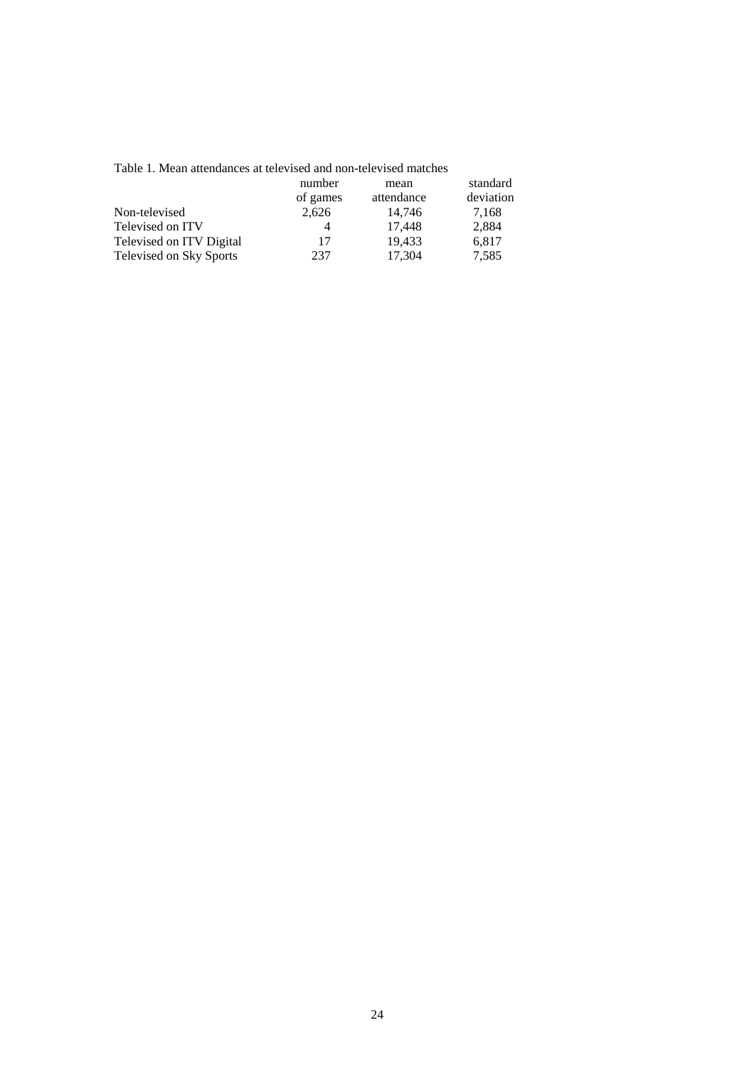Table 1. Mean attendances at televised and non-televised matches

| | number of games | mean attendance | standard deviation |
|---|---|---|---|
| Non-televised | 2,626 | 14,746 | 7,168 |
| Televised on ITV | 4 | 17,448 | 2,884 |
| Televised on ITV Digital | 17 | 19,433 | 6,817 |
| Televised on Sky Sports | 237 | 17,304 | 7,585 |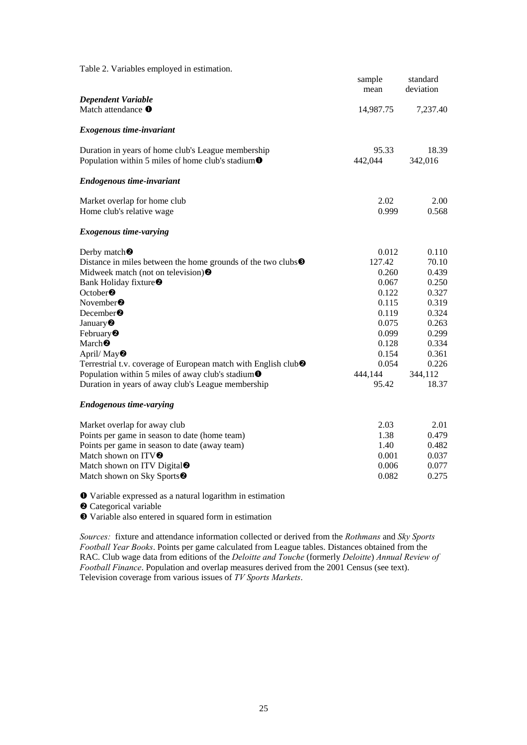Table 2. Variables employed in estimation.

| | sample mean | standard deviation |
|---|---|---|
| ***Dependent Variable*** | | |
| Match attendance ➊ | 14,987.75 | 7,237.40 |
| ***Exogenous time-invariant*** | | |
| Duration in years of home club's League membership | 95.33 | 18.39 |
| Population within 5 miles of home club's stadium➊ | 442,044 | 342,016 |
| ***Endogenous time-invariant*** | | |
| Market overlap for home club | 2.02 | 2.00 |
| Home club's relative wage | 0.999 | 0.568 |
| ***Exogenous time-varying*** | | |
| Derby match➋ | 0.012 | 0.110 |
| Distance in miles between the home grounds of the two clubs➌ | 127.42 | 70.10 |
| Midweek match (not on television)➋ | 0.260 | 0.439 |
| Bank Holiday fixture➋ | 0.067 | 0.250 |
| October➋ | 0.122 | 0.327 |
| November➋ | 0.115 | 0.319 |
| December➋ | 0.119 | 0.324 |
| January➋ | 0.075 | 0.263 |
| February➋ | 0.099 | 0.299 |
| March➋ | 0.128 | 0.334 |
| April/ May➋ | 0.154 | 0.361 |
| Terrestrial t.v. coverage of European match with English club➋ | 0.054 | 0.226 |
| Population within 5 miles of away club's stadium➊ | 444,144 | 344,112 |
| Duration in years of away club's League membership | 95.42 | 18.37 |
| ***Endogenous time-varying*** | | |
| Market overlap for away club | 2.03 | 2.01 |
| Points per game in season to date (home team) | 1.38 | 0.479 |
| Points per game in season to date (away team) | 1.40 | 0.482 |
| Match shown on ITV➋ | 0.001 | 0.037 |
| Match shown on ITV Digital➋ | 0.006 | 0.077 |
| Match shown on Sky Sports➋ | 0.082 | 0.275 |

➊ Variable expressed as a natural logarithm in estimation

➋ Categorical variable

➌ Variable also entered in squared form in estimation

*Sources:* fixture and attendance information collected or derived from the *Rothmans* and *Sky Sports Football Year Books*. Points per game calculated from League tables. Distances obtained from the RAC. Club wage data from editions of the *Deloitte and Touche* (formerly *Deloitte*) *Annual Review of Football Finance*. Population and overlap measures derived from the 2001 Census (see text). Television coverage from various issues of *TV Sports Markets*.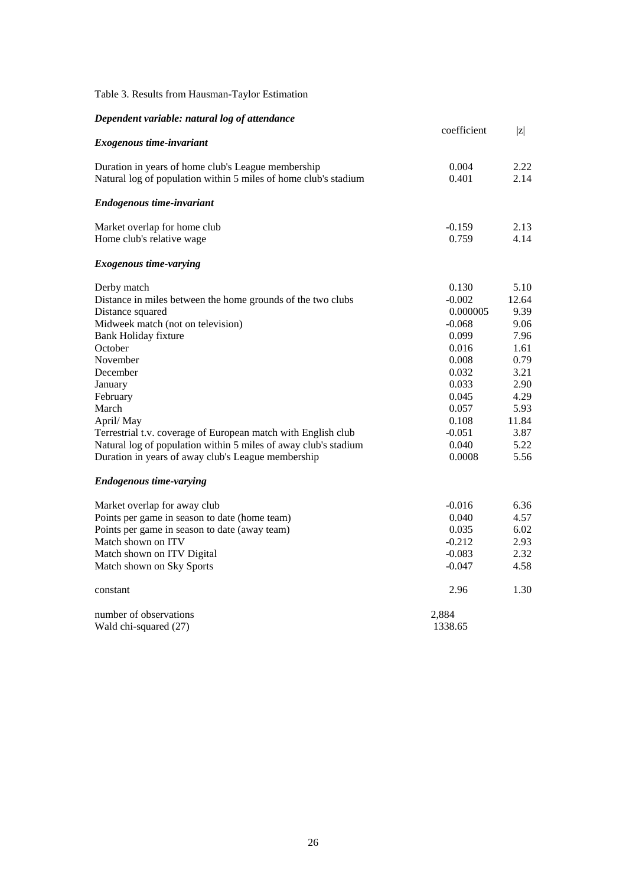Table 3. Results from Hausman-Taylor Estimation

| ***Dependent variable: natural log of attendance*** | coefficient | \|z\| |
|---|---|---|
| ***Exogenous time-invariant*** | | |
| Duration in years of home club's League membership | 0.004 | 2.22 |
| Natural log of population within 5 miles of home club's stadium | 0.401 | 2.14 |
| ***Endogenous time-invariant*** | | |
| Market overlap for home club | -0.159 | 2.13 |
| Home club's relative wage | 0.759 | 4.14 |
| ***Exogenous time-varying*** | | |
| Derby match | 0.130 | 5.10 |
| Distance in miles between the home grounds of the two clubs | -0.002 | 12.64 |
| Distance squared | 0.000005 | 9.39 |
| Midweek match (not on television) | -0.068 | 9.06 |
| Bank Holiday fixture | 0.099 | 7.96 |
| October | 0.016 | 1.61 |
| November | 0.008 | 0.79 |
| December | 0.032 | 3.21 |
| January | 0.033 | 2.90 |
| February | 0.045 | 4.29 |
| March | 0.057 | 5.93 |
| April/ May | 0.108 | 11.84 |
| Terrestrial t.v. coverage of European match with English club | -0.051 | 3.87 |
| Natural log of population within 5 miles of away club's stadium | 0.040 | 5.22 |
| Duration in years of away club's League membership | 0.0008 | 5.56 |
| ***Endogenous time-varying*** | | |
| Market overlap for away club | -0.016 | 6.36 |
| Points per game in season to date (home team) | 0.040 | 4.57 |
| Points per game in season to date (away team) | 0.035 | 6.02 |
| Match shown on ITV | -0.212 | 2.93 |
| Match shown on ITV Digital | -0.083 | 2.32 |
| Match shown on Sky Sports | -0.047 | 4.58 |
| constant | 2.96 | 1.30 |
| number of observations | 2,884 | |
| Wald chi-squared (27) | 1338.65 | |